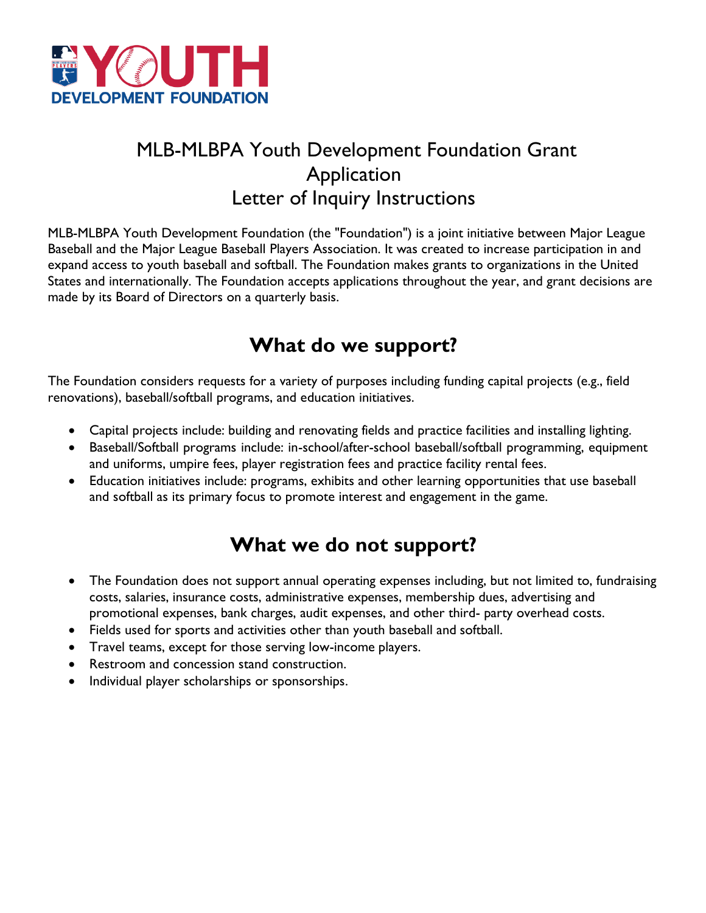# MLB-MLBPA Youth Development Foundation Grant Application
# Letter of Inquiry Instructions

MLB-MLBPA Youth Development Foundation (the "Foundation") is a joint initiative between Major League Baseball and the Major League Baseball Players Association. It was created to increase participation in and expand access to youth baseball and softball. The Foundation makes grants to organizations in the United States and internationally. The Foundation accepts applications throughout the year, and grant decisions are made by its Board of Directors on a quarterly basis.

## What do we support?

The Foundation considers requests for a variety of purposes including funding capital projects (e.g., field renovations), baseball/softball programs, and education initiatives.

- Capital projects include: building and renovating fields and practice facilities and installing lighting.
- Baseball/Softball programs include: in-school/after-school baseball/softball programming, equipment and uniforms, umpire fees, player registration fees and practice facility rental fees.
- Education initiatives include: programs, exhibits and other learning opportunities that use baseball and softball as its primary focus to promote interest and engagement in the game.

## What we do not support?

- The Foundation does not support annual operating expenses including, but not limited to, fundraising costs, salaries, insurance costs, administrative expenses, membership dues, advertising and promotional expenses, bank charges, audit expenses, and other third- party overhead costs.
- Fields used for sports and activities other than youth baseball and softball.
- Travel teams, except for those serving low-income players.
- Restroom and concession stand construction.
- Individual player scholarships or sponsorships.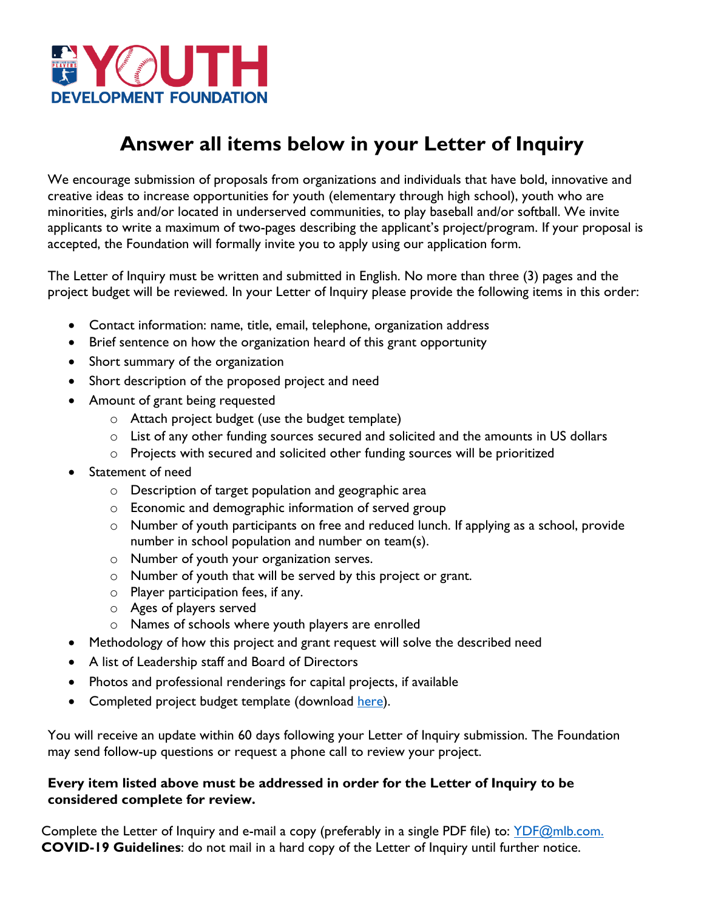# Answer all items below in your Letter of Inquiry

We encourage submission of proposals from organizations and individuals that have bold, innovative and creative ideas to increase opportunities for youth (elementary through high school), youth who are minorities, girls and/or located in underserved communities, to play baseball and/or softball. We invite applicants to write a maximum of two-pages describing the applicant's project/program. If your proposal is accepted, the Foundation will formally invite you to apply using our application form.

The Letter of Inquiry must be written and submitted in English. No more than three (3) pages and the project budget will be reviewed. In your Letter of Inquiry please provide the following items in this order:

- Contact information: name, title, email, telephone, organization address
- Brief sentence on how the organization heard of this grant opportunity
- Short summary of the organization
- Short description of the proposed project and need
- Amount of grant being requested
  - Attach project budget (use the budget template)
  - List of any other funding sources secured and solicited and the amounts in US dollars
  - Projects with secured and solicited other funding sources will be prioritized
- Statement of need
  - Description of target population and geographic area
  - Economic and demographic information of served group
  - Number of youth participants on free and reduced lunch. If applying as a school, provide number in school population and number on team(s).
  - Number of youth your organization serves.
  - Number of youth that will be served by this project or grant.
  - Player participation fees, if any.
  - Ages of players served
  - Names of schools where youth players are enrolled
- Methodology of how this project and grant request will solve the described need
- A list of Leadership staff and Board of Directors
- Photos and professional renderings for capital projects, if available
- Completed project budget template (download here).

You will receive an update within 60 days following your Letter of Inquiry submission. The Foundation may send follow-up questions or request a phone call to review your project.

**Every item listed above must be addressed in order for the Letter of Inquiry to be considered complete for review.**

Complete the Letter of Inquiry and e-mail a copy (preferably in a single PDF file) to: YDF@mlb.com.
**COVID-19 Guidelines**: do not mail in a hard copy of the Letter of Inquiry until further notice.